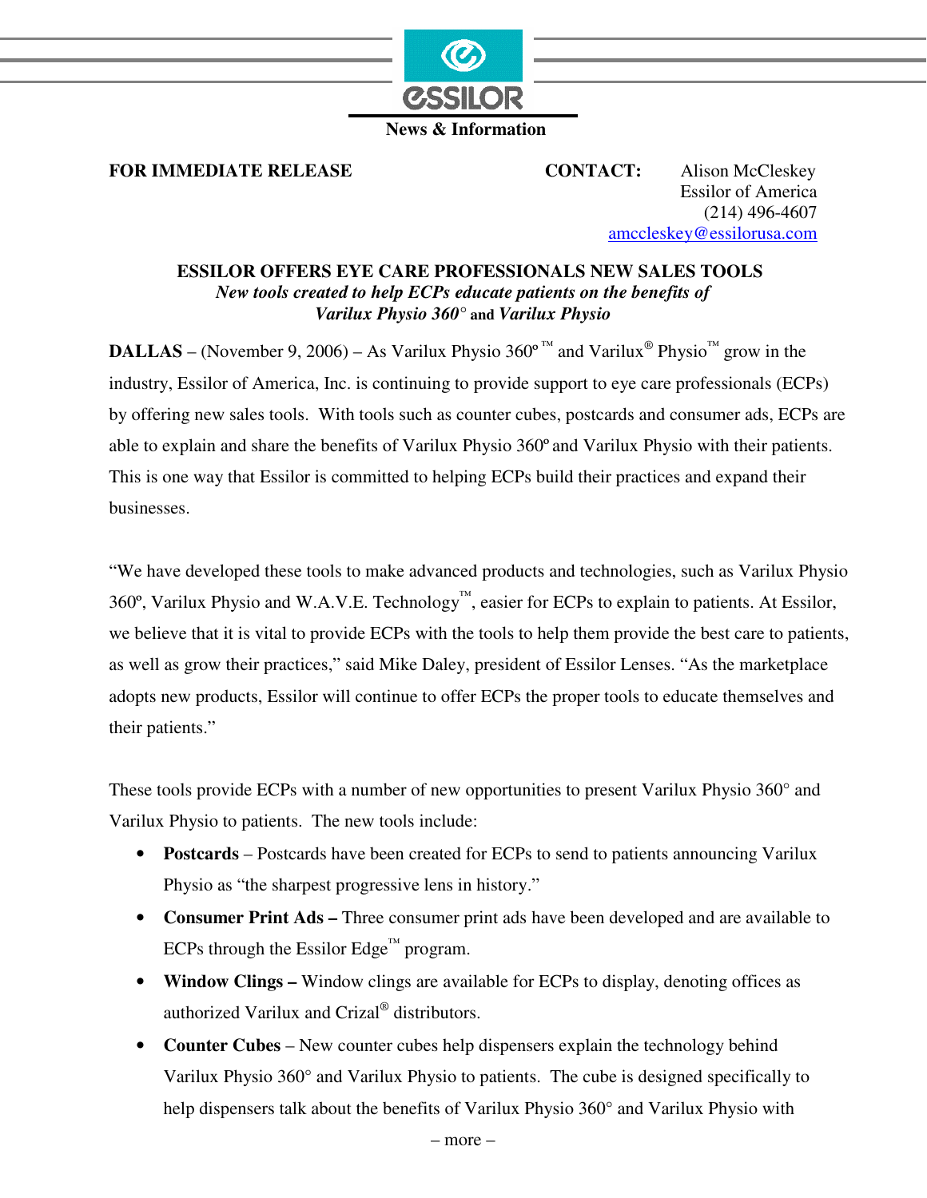ESSILOR

News & Information

**FOR IMMEDIATE RELEASE**

**CONTACT:** Alison McCleskey
Essilor of America
(214) 496-4607
amccleskey@essilorusa.com

## ESSILOR OFFERS EYE CARE PROFESSIONALS NEW SALES TOOLS

***New tools created to help ECPs educate patients on the benefits of Varilux Physio 360° and Varilux Physio***

**DALLAS** – (November 9, 2006) – As Varilux Physio 360º ™ and Varilux® Physio™ grow in the industry, Essilor of America, Inc. is continuing to provide support to eye care professionals (ECPs) by offering new sales tools. With tools such as counter cubes, postcards and consumer ads, ECPs are able to explain and share the benefits of Varilux Physio 360º and Varilux Physio with their patients. This is one way that Essilor is committed to helping ECPs build their practices and expand their businesses.

"We have developed these tools to make advanced products and technologies, such as Varilux Physio 360º, Varilux Physio and W.A.V.E. Technology™, easier for ECPs to explain to patients. At Essilor, we believe that it is vital to provide ECPs with the tools to help them provide the best care to patients, as well as grow their practices," said Mike Daley, president of Essilor Lenses. "As the marketplace adopts new products, Essilor will continue to offer ECPs the proper tools to educate themselves and their patients."

These tools provide ECPs with a number of new opportunities to present Varilux Physio 360° and Varilux Physio to patients. The new tools include:

- **Postcards** – Postcards have been created for ECPs to send to patients announcing Varilux Physio as "the sharpest progressive lens in history."
- **Consumer Print Ads –** Three consumer print ads have been developed and are available to ECPs through the Essilor Edge™ program.
- **Window Clings –** Window clings are available for ECPs to display, denoting offices as authorized Varilux and Crizal® distributors.
- **Counter Cubes** – New counter cubes help dispensers explain the technology behind Varilux Physio 360° and Varilux Physio to patients. The cube is designed specifically to help dispensers talk about the benefits of Varilux Physio 360° and Varilux Physio with

– more –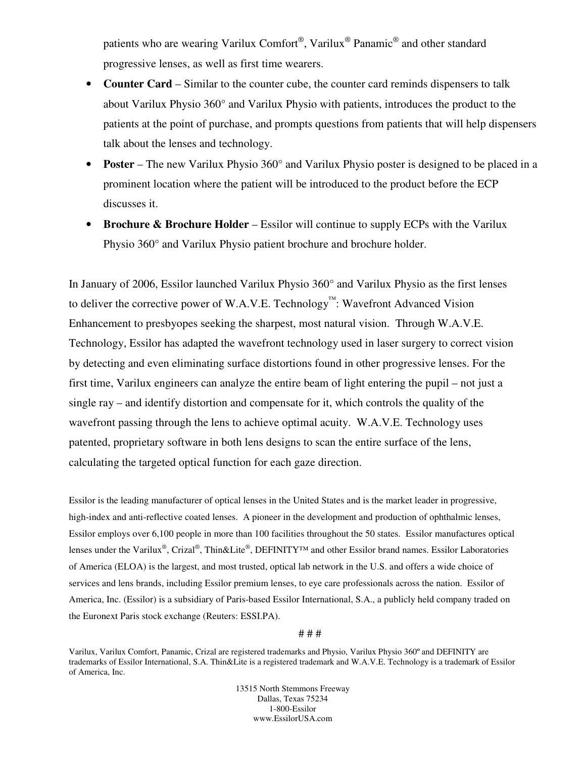patients who are wearing Varilux Comfort®, Varilux® Panamic® and other standard progressive lenses, as well as first time wearers.

- **Counter Card** – Similar to the counter cube, the counter card reminds dispensers to talk about Varilux Physio 360° and Varilux Physio with patients, introduces the product to the patients at the point of purchase, and prompts questions from patients that will help dispensers talk about the lenses and technology.
- **Poster** – The new Varilux Physio 360° and Varilux Physio poster is designed to be placed in a prominent location where the patient will be introduced to the product before the ECP discusses it.
- **Brochure & Brochure Holder** – Essilor will continue to supply ECPs with the Varilux Physio 360° and Varilux Physio patient brochure and brochure holder.

In January of 2006, Essilor launched Varilux Physio 360° and Varilux Physio as the first lenses to deliver the corrective power of W.A.V.E. Technology™: Wavefront Advanced Vision Enhancement to presbyopes seeking the sharpest, most natural vision. Through W.A.V.E. Technology, Essilor has adapted the wavefront technology used in laser surgery to correct vision by detecting and even eliminating surface distortions found in other progressive lenses. For the first time, Varilux engineers can analyze the entire beam of light entering the pupil – not just a single ray – and identify distortion and compensate for it, which controls the quality of the wavefront passing through the lens to achieve optimal acuity. W.A.V.E. Technology uses patented, proprietary software in both lens designs to scan the entire surface of the lens, calculating the targeted optical function for each gaze direction.

Essilor is the leading manufacturer of optical lenses in the United States and is the market leader in progressive, high-index and anti-reflective coated lenses. A pioneer in the development and production of ophthalmic lenses, Essilor employs over 6,100 people in more than 100 facilities throughout the 50 states. Essilor manufactures optical lenses under the Varilux®, Crizal®, Thin&Lite®, DEFINITY™ and other Essilor brand names. Essilor Laboratories of America (ELOA) is the largest, and most trusted, optical lab network in the U.S. and offers a wide choice of services and lens brands, including Essilor premium lenses, to eye care professionals across the nation. Essilor of America, Inc. (Essilor) is a subsidiary of Paris-based Essilor International, S.A., a publicly held company traded on the Euronext Paris stock exchange (Reuters: ESSI.PA).

# # #

Varilux, Varilux Comfort, Panamic, Crizal are registered trademarks and Physio, Varilux Physio 360º and DEFINITY are trademarks of Essilor International, S.A. Thin&Lite is a registered trademark and W.A.V.E. Technology is a trademark of Essilor of America, Inc.

13515 North Stemmons Freeway
Dallas, Texas 75234
1-800-Essilor
www.EssilorUSA.com